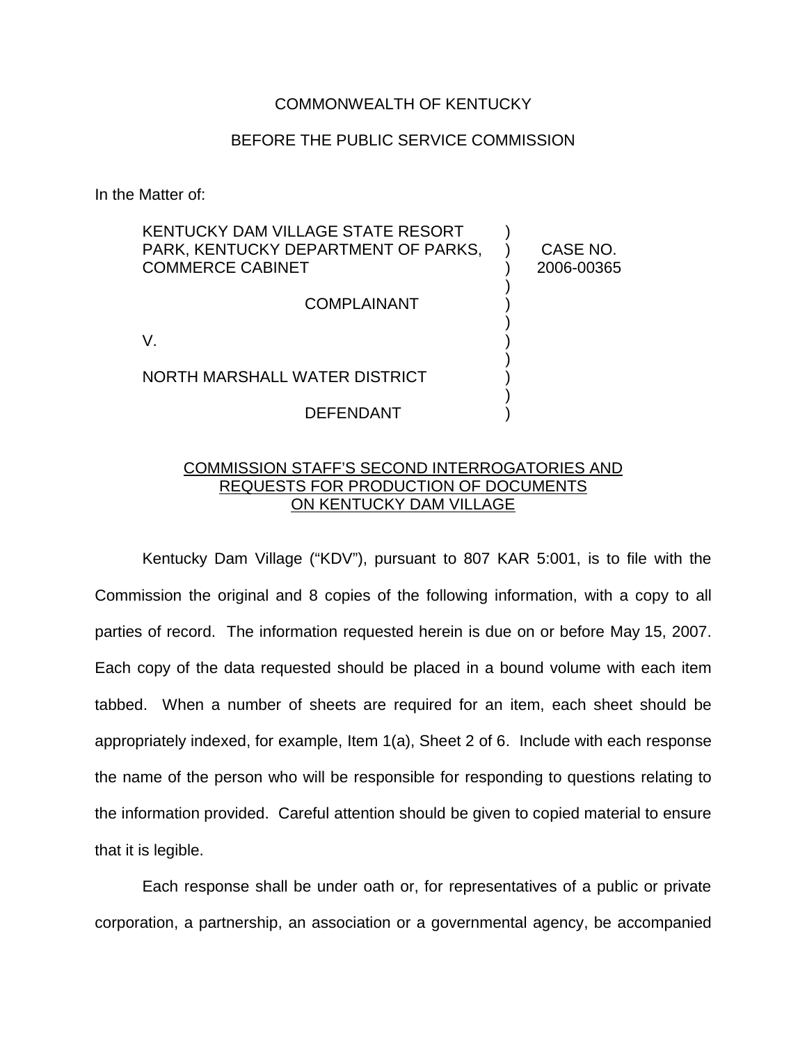COMMONWEALTH OF KENTUCKY

BEFORE THE PUBLIC SERVICE COMMISSION

In the Matter of:

KENTUCKY DAM VILLAGE STATE RESORT PARK, KENTUCKY DEPARTMENT OF PARKS, COMMERCE CABINET

COMPLAINANT

V.

NORTH MARSHALL WATER DISTRICT

DEFENDANT

CASE NO. 2006-00365

COMMISSION STAFF'S SECOND INTERROGATORIES AND REQUESTS FOR PRODUCTION OF DOCUMENTS ON KENTUCKY DAM VILLAGE

Kentucky Dam Village ("KDV"), pursuant to 807 KAR 5:001, is to file with the Commission the original and 8 copies of the following information, with a copy to all parties of record. The information requested herein is due on or before May 15, 2007. Each copy of the data requested should be placed in a bound volume with each item tabbed. When a number of sheets are required for an item, each sheet should be appropriately indexed, for example, Item 1(a), Sheet 2 of 6. Include with each response the name of the person who will be responsible for responding to questions relating to the information provided. Careful attention should be given to copied material to ensure that it is legible.

Each response shall be under oath or, for representatives of a public or private corporation, a partnership, an association or a governmental agency, be accompanied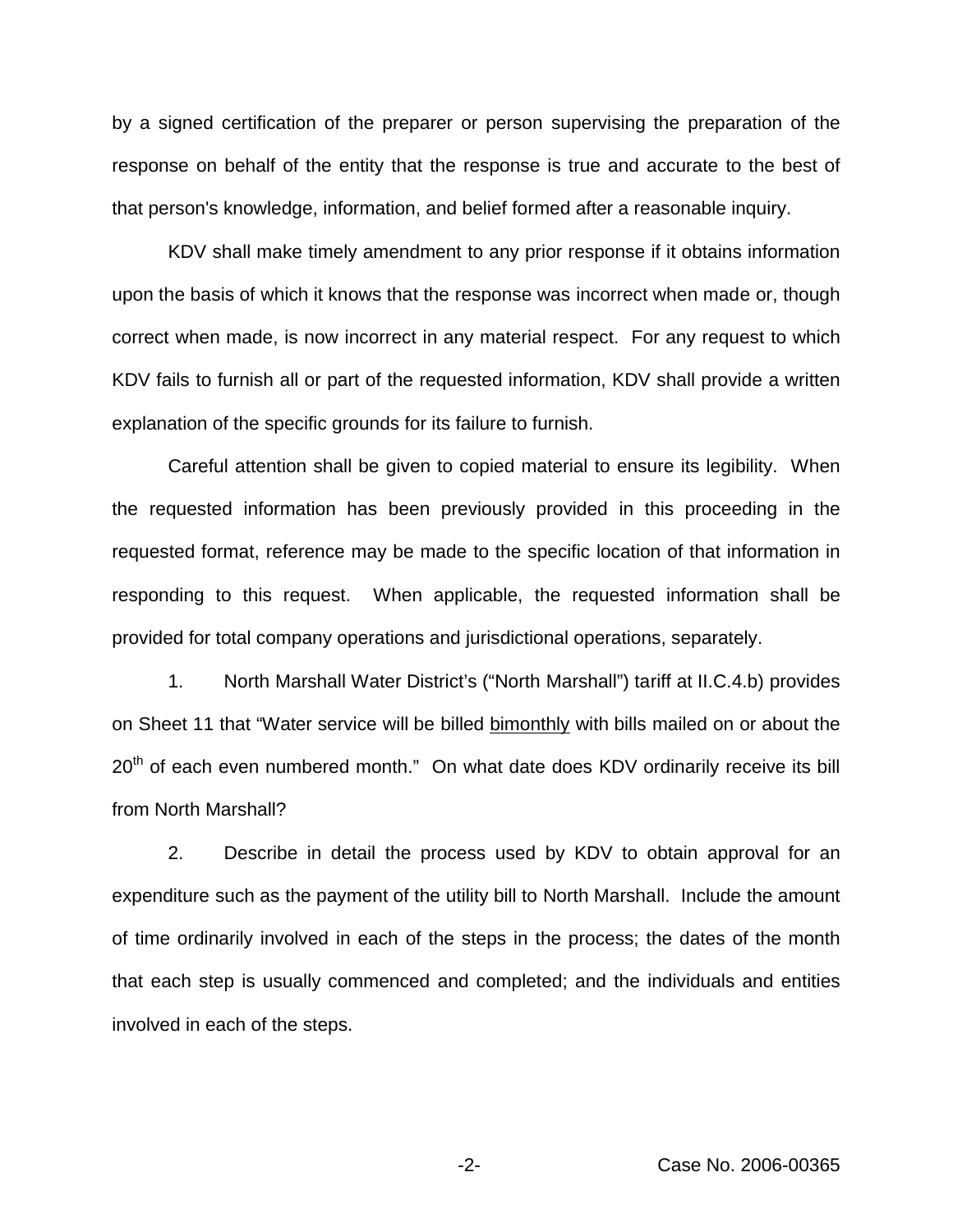by a signed certification of the preparer or person supervising the preparation of the response on behalf of the entity that the response is true and accurate to the best of that person's knowledge, information, and belief formed after a reasonable inquiry.

KDV shall make timely amendment to any prior response if it obtains information upon the basis of which it knows that the response was incorrect when made or, though correct when made, is now incorrect in any material respect. For any request to which KDV fails to furnish all or part of the requested information, KDV shall provide a written explanation of the specific grounds for its failure to furnish.

Careful attention shall be given to copied material to ensure its legibility. When the requested information has been previously provided in this proceeding in the requested format, reference may be made to the specific location of that information in responding to this request. When applicable, the requested information shall be provided for total company operations and jurisdictional operations, separately.

1. North Marshall Water District's ("North Marshall") tariff at II.C.4.b) provides on Sheet 11 that "Water service will be billed <u>bimonthly</u> with bills mailed on or about the 20th of each even numbered month." On what date does KDV ordinarily receive its bill from North Marshall?

2. Describe in detail the process used by KDV to obtain approval for an expenditure such as the payment of the utility bill to North Marshall. Include the amount of time ordinarily involved in each of the steps in the process; the dates of the month that each step is usually commenced and completed; and the individuals and entities involved in each of the steps.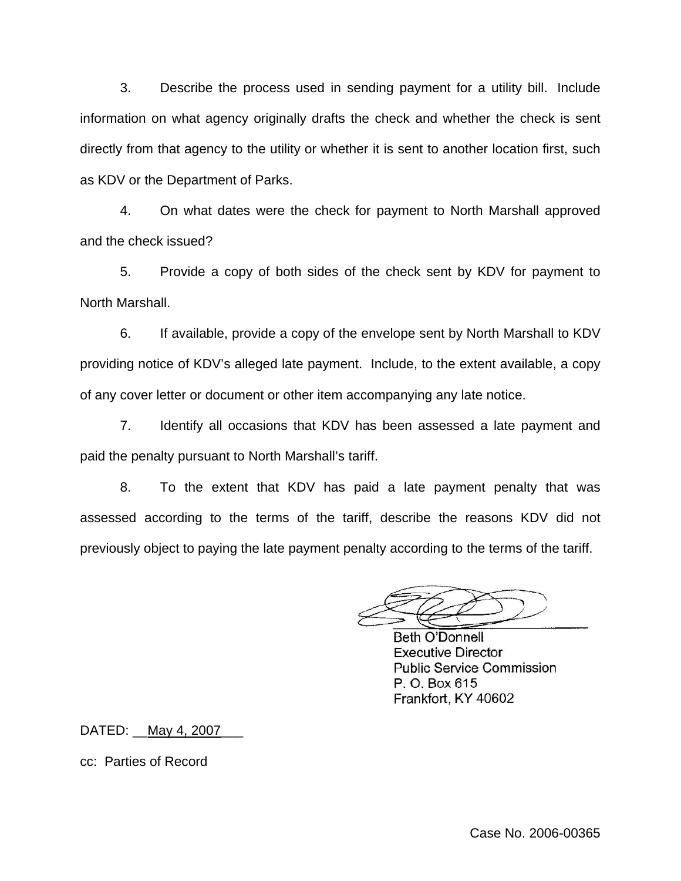3. Describe the process used in sending payment for a utility bill. Include information on what agency originally drafts the check and whether the check is sent directly from that agency to the utility or whether it is sent to another location first, such as KDV or the Department of Parks.

4. On what dates were the check for payment to North Marshall approved and the check issued?

5. Provide a copy of both sides of the check sent by KDV for payment to North Marshall.

6. If available, provide a copy of the envelope sent by North Marshall to KDV providing notice of KDV's alleged late payment. Include, to the extent available, a copy of any cover letter or document or other item accompanying any late notice.

7. Identify all occasions that KDV has been assessed a late payment and paid the penalty pursuant to North Marshall's tariff.

8. To the extent that KDV has paid a late payment penalty that was assessed according to the terms of the tariff, describe the reasons KDV did not previously object to paying the late payment penalty according to the terms of the tariff.

Beth O'Donnell
Executive Director
Public Service Commission
P. O. Box 615
Frankfort, KY 40602

DATED: May 4, 2007

cc: Parties of Record

Case No. 2006-00365